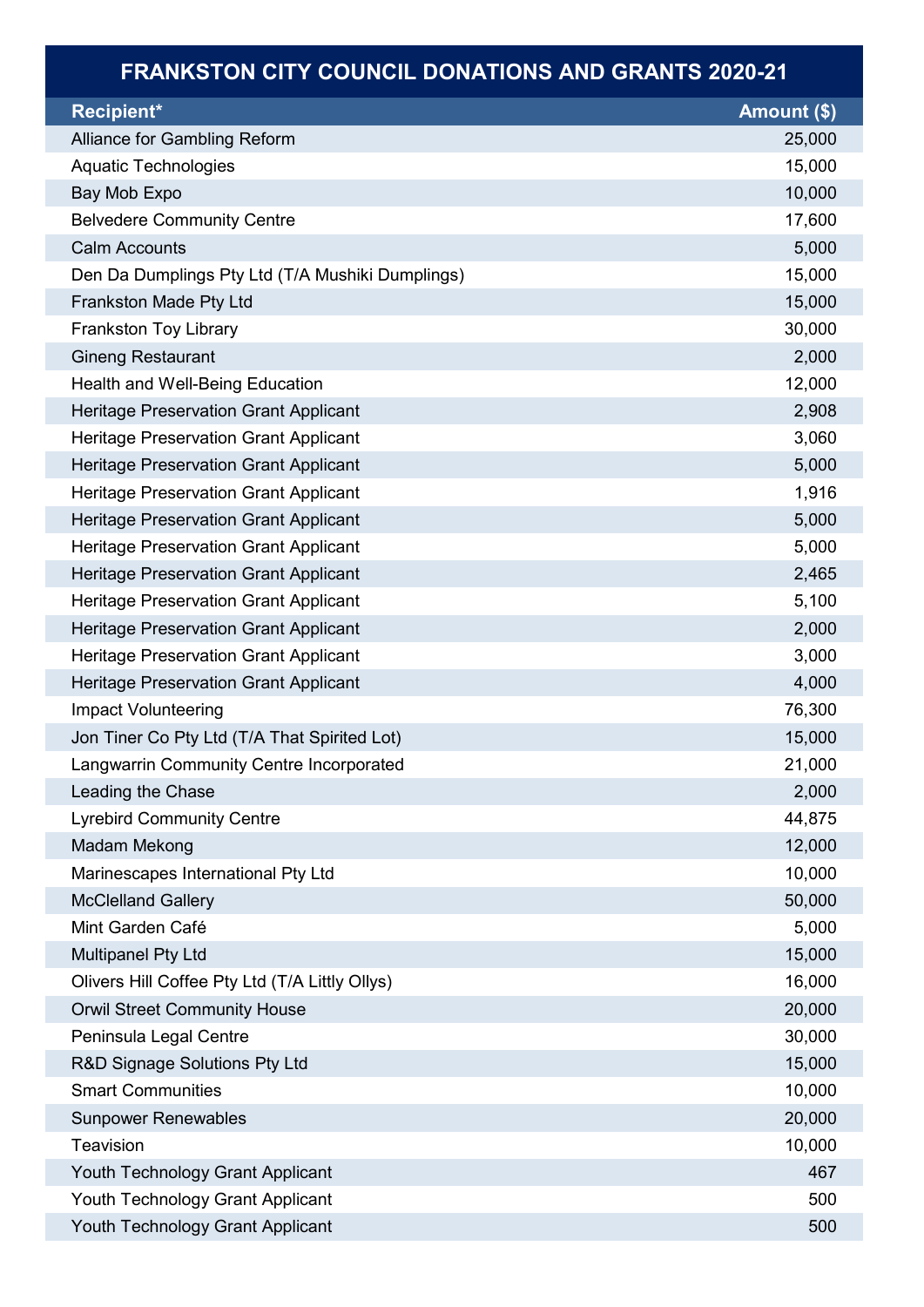# FRANKSTON CITY COUNCIL DONATIONS AND GRANTS 2020-21

| Recipient* | Amount ($) |
|---|---|
| Alliance for Gambling Reform | 25,000 |
| Aquatic Technologies | 15,000 |
| Bay Mob Expo | 10,000 |
| Belvedere Community Centre | 17,600 |
| Calm Accounts | 5,000 |
| Den Da Dumplings Pty Ltd (T/A Mushiki Dumplings) | 15,000 |
| Frankston Made Pty Ltd | 15,000 |
| Frankston Toy Library | 30,000 |
| Gineng Restaurant | 2,000 |
| Health and Well-Being Education | 12,000 |
| Heritage Preservation Grant Applicant | 2,908 |
| Heritage Preservation Grant Applicant | 3,060 |
| Heritage Preservation Grant Applicant | 5,000 |
| Heritage Preservation Grant Applicant | 1,916 |
| Heritage Preservation Grant Applicant | 5,000 |
| Heritage Preservation Grant Applicant | 5,000 |
| Heritage Preservation Grant Applicant | 2,465 |
| Heritage Preservation Grant Applicant | 5,100 |
| Heritage Preservation Grant Applicant | 2,000 |
| Heritage Preservation Grant Applicant | 3,000 |
| Heritage Preservation Grant Applicant | 4,000 |
| Impact Volunteering | 76,300 |
| Jon Tiner Co Pty Ltd (T/A That Spirited Lot) | 15,000 |
| Langwarrin Community Centre Incorporated | 21,000 |
| Leading the Chase | 2,000 |
| Lyrebird Community Centre | 44,875 |
| Madam Mekong | 12,000 |
| Marinescapes International Pty Ltd | 10,000 |
| McClelland Gallery | 50,000 |
| Mint Garden Café | 5,000 |
| Multipanel Pty Ltd | 15,000 |
| Olivers Hill Coffee Pty Ltd (T/A Littly Ollys) | 16,000 |
| Orwil Street Community House | 20,000 |
| Peninsula Legal Centre | 30,000 |
| R&D Signage Solutions Pty Ltd | 15,000 |
| Smart Communities | 10,000 |
| Sunpower Renewables | 20,000 |
| Teavision | 10,000 |
| Youth Technology Grant Applicant | 467 |
| Youth Technology Grant Applicant | 500 |
| Youth Technology Grant Applicant | 500 |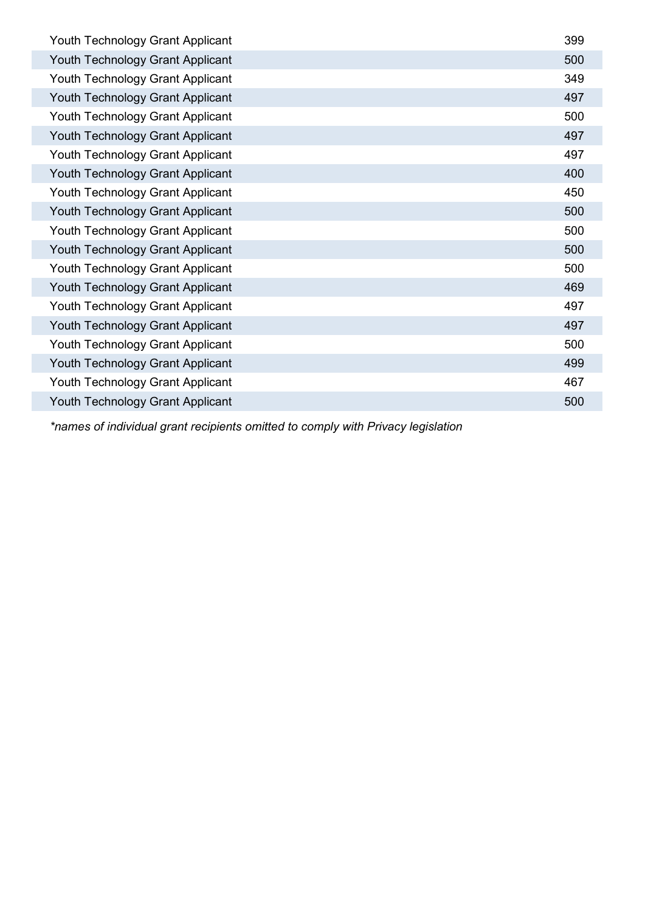| | |
|---|---|
| Youth Technology Grant Applicant | 399 |
| Youth Technology Grant Applicant | 500 |
| Youth Technology Grant Applicant | 349 |
| Youth Technology Grant Applicant | 497 |
| Youth Technology Grant Applicant | 500 |
| Youth Technology Grant Applicant | 497 |
| Youth Technology Grant Applicant | 497 |
| Youth Technology Grant Applicant | 400 |
| Youth Technology Grant Applicant | 450 |
| Youth Technology Grant Applicant | 500 |
| Youth Technology Grant Applicant | 500 |
| Youth Technology Grant Applicant | 500 |
| Youth Technology Grant Applicant | 500 |
| Youth Technology Grant Applicant | 469 |
| Youth Technology Grant Applicant | 497 |
| Youth Technology Grant Applicant | 497 |
| Youth Technology Grant Applicant | 500 |
| Youth Technology Grant Applicant | 499 |
| Youth Technology Grant Applicant | 467 |
| Youth Technology Grant Applicant | 500 |

*\*names of individual grant recipients omitted to comply with Privacy legislation*